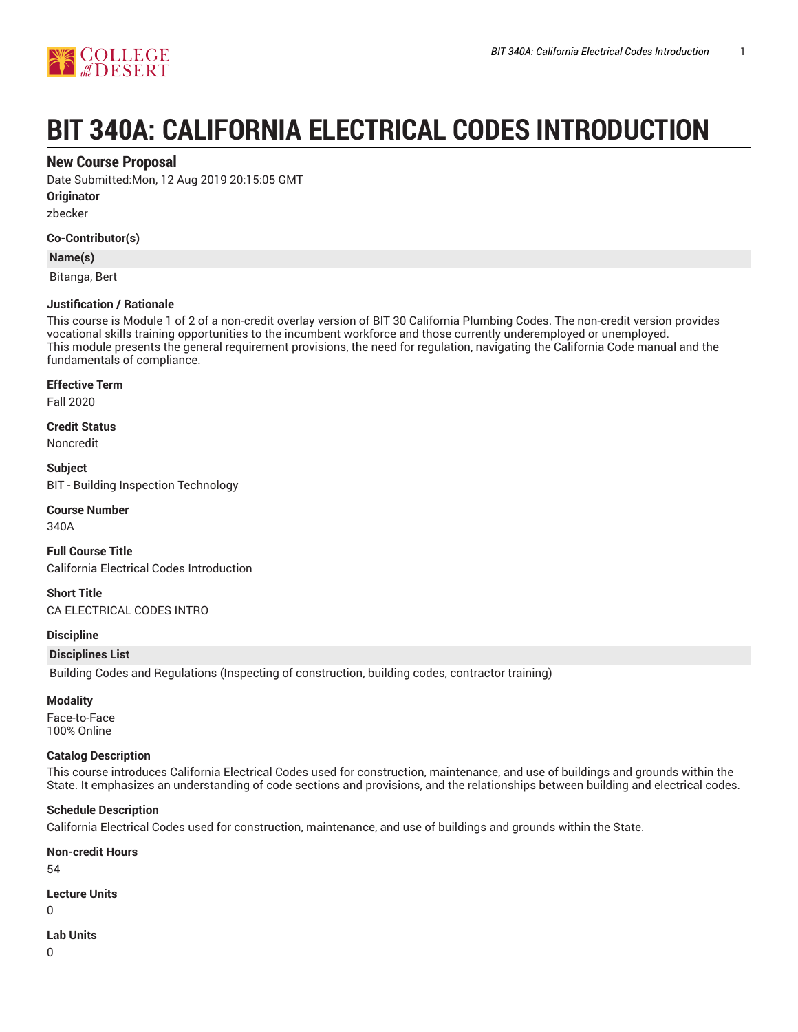# BIT 340A: CALIFORNIA ELECTRICAL CODES INTRODUCTION

## New Course Proposal

Date Submitted:Mon, 12 Aug 2019 20:15:05 GMT

**Originator**

zbecker

**Co-Contributor(s)**

| Name(s) |
| --- |
| Bitanga, Bert |

**Justification / Rationale**

This course is Module 1 of 2 of a non-credit overlay version of BIT 30 California Plumbing Codes. The non-credit version provides vocational skills training opportunities to the incumbent workforce and those currently underemployed or unemployed.
This module presents the general requirement provisions, the need for regulation, navigating the California Code manual and the fundamentals of compliance.

**Effective Term**

Fall 2020

**Credit Status**

Noncredit

**Subject**

BIT - Building Inspection Technology

**Course Number**

340A

**Full Course Title**

California Electrical Codes Introduction

**Short Title**

CA ELECTRICAL CODES INTRO

**Discipline**

| Disciplines List |
| --- |
| Building Codes and Regulations (Inspecting of construction, building codes, contractor training) |

**Modality**

Face-to-Face
100% Online

**Catalog Description**

This course introduces California Electrical Codes used for construction, maintenance, and use of buildings and grounds within the State. It emphasizes an understanding of code sections and provisions, and the relationships between building and electrical codes.

**Schedule Description**

California Electrical Codes used for construction, maintenance, and use of buildings and grounds within the State.

**Non-credit Hours**

54

**Lecture Units**

0

**Lab Units**

0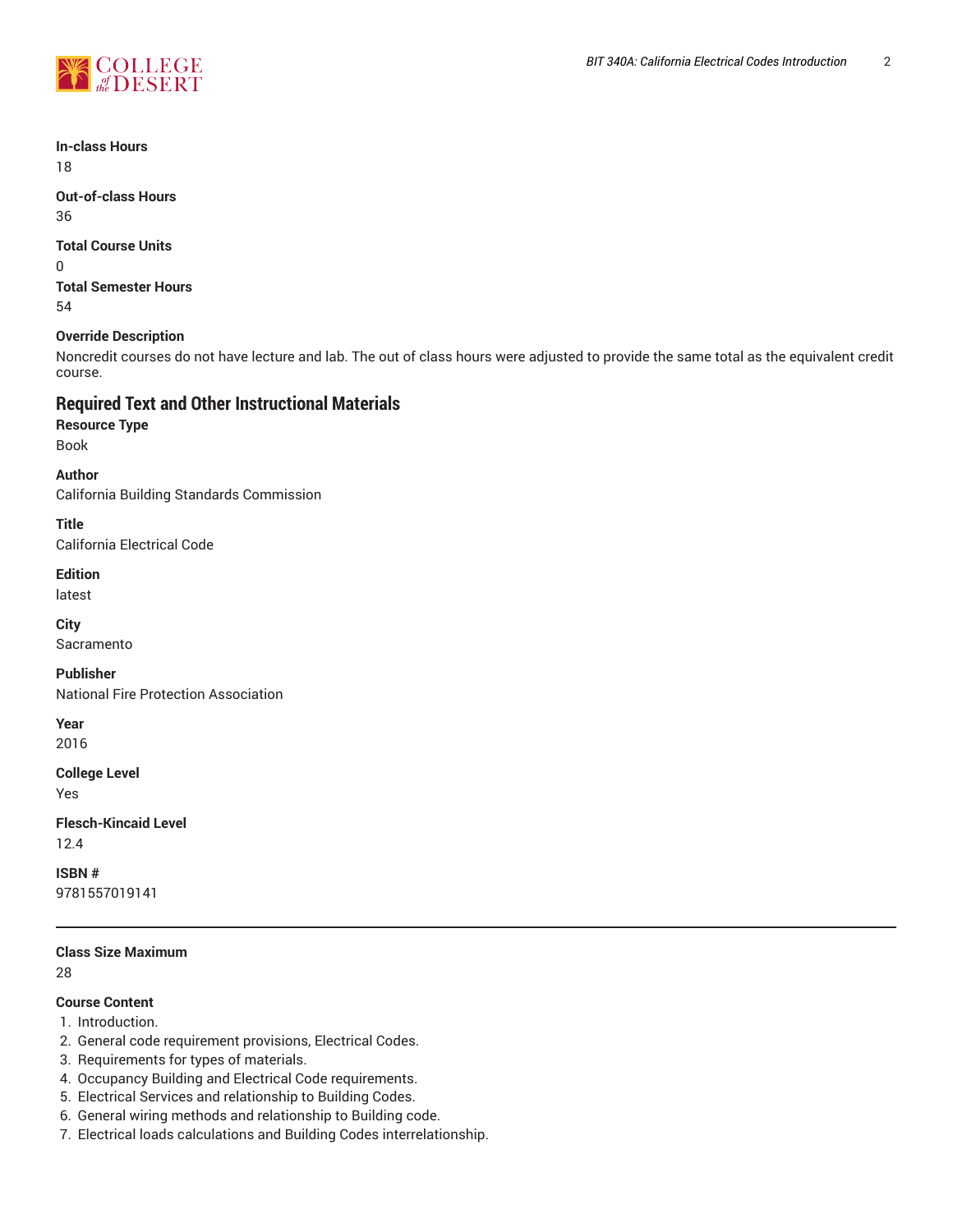**In-class Hours**
18

**Out-of-class Hours**
36

**Total Course Units**
0

**Total Semester Hours**
54

**Override Description**
Noncredit courses do not have lecture and lab. The out of class hours were adjusted to provide the same total as the equivalent credit course.

## Required Text and Other Instructional Materials

**Resource Type**
Book

**Author**
California Building Standards Commission

**Title**
California Electrical Code

**Edition**
latest

**City**
Sacramento

**Publisher**
National Fire Protection Association

**Year**
2016

**College Level**
Yes

**Flesch-Kincaid Level**
12.4

**ISBN #**
9781557019141

---

**Class Size Maximum**
28

**Course Content**

1. Introduction.
2. General code requirement provisions, Electrical Codes.
3. Requirements for types of materials.
4. Occupancy Building and Electrical Code requirements.
5. Electrical Services and relationship to Building Codes.
6. General wiring methods and relationship to Building code.
7. Electrical loads calculations and Building Codes interrelationship.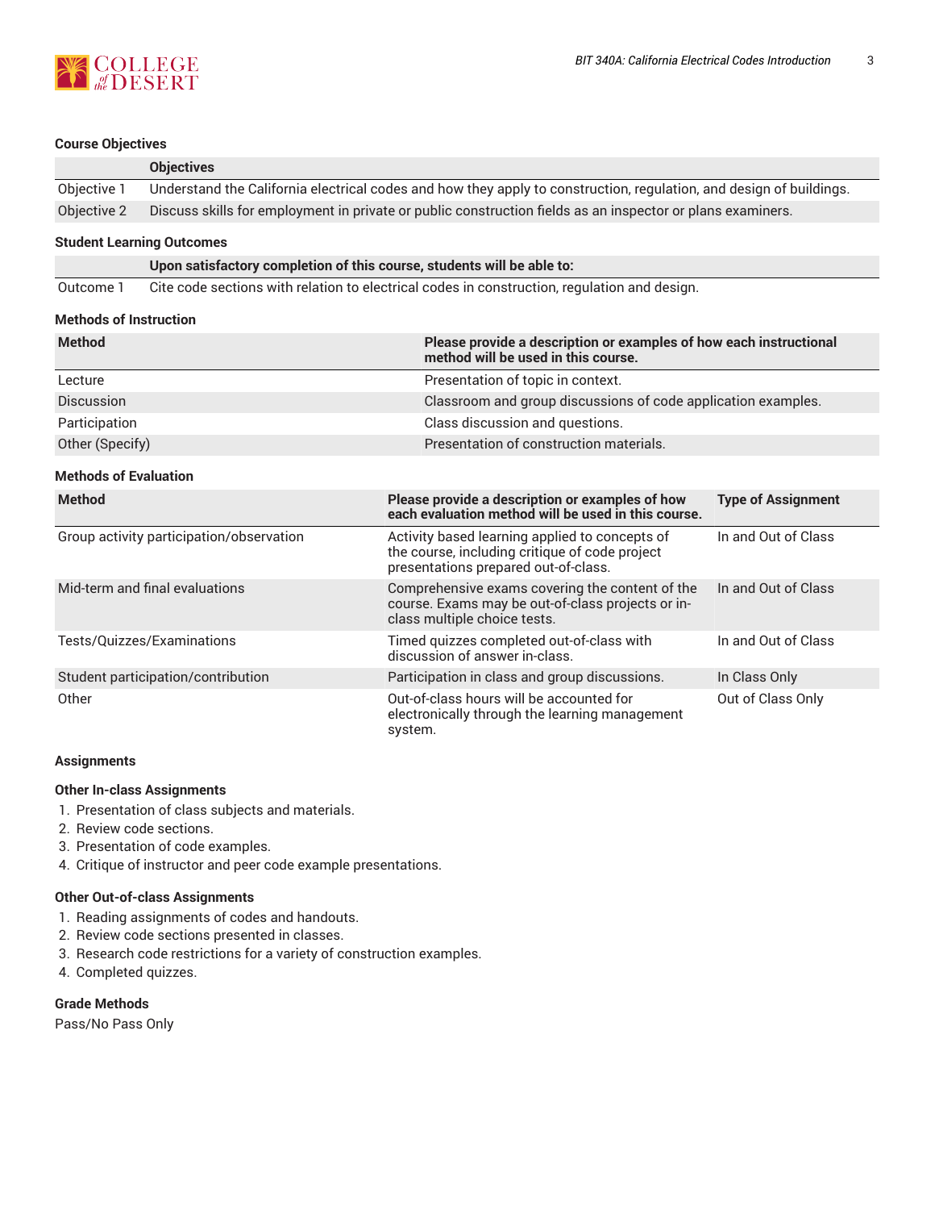## Course Objectives

| | Objectives |
|---|---|
| Objective 1 | Understand the California electrical codes and how they apply to construction, regulation, and design of buildings. |
| Objective 2 | Discuss skills for employment in private or public construction fields as an inspector or plans examiners. |

## Student Learning Outcomes

| | Upon satisfactory completion of this course, students will be able to: |
|---|---|
| Outcome 1 | Cite code sections with relation to electrical codes in construction, regulation and design. |

## Methods of Instruction

| Method | Please provide a description or examples of how each instructional method will be used in this course. |
|---|---|
| Lecture | Presentation of topic in context. |
| Discussion | Classroom and group discussions of code application examples. |
| Participation | Class discussion and questions. |
| Other (Specify) | Presentation of construction materials. |

## Methods of Evaluation

| Method | Please provide a description or examples of how each evaluation method will be used in this course. | Type of Assignment |
|---|---|---|
| Group activity participation/observation | Activity based learning applied to concepts of the course, including critique of code project presentations prepared out-of-class. | In and Out of Class |
| Mid-term and final evaluations | Comprehensive exams covering the content of the course. Exams may be out-of-class projects or in-class multiple choice tests. | In and Out of Class |
| Tests/Quizzes/Examinations | Timed quizzes completed out-of-class with discussion of answer in-class. | In and Out of Class |
| Student participation/contribution | Participation in class and group discussions. | In Class Only |
| Other | Out-of-class hours will be accounted for electronically through the learning management system. | Out of Class Only |

## Assignments

### Other In-class Assignments

1. Presentation of class subjects and materials.
2. Review code sections.
3. Presentation of code examples.
4. Critique of instructor and peer code example presentations.

### Other Out-of-class Assignments

1. Reading assignments of codes and handouts.
2. Review code sections presented in classes.
3. Research code restrictions for a variety of construction examples.
4. Completed quizzes.

## Grade Methods

Pass/No Pass Only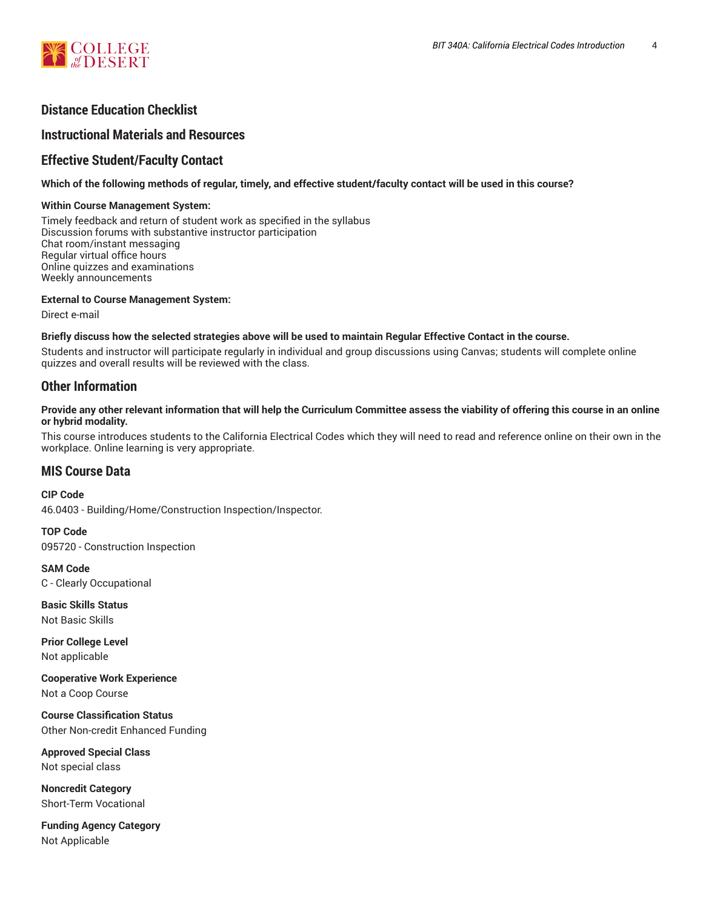## Distance Education Checklist

## Instructional Materials and Resources

## Effective Student/Faculty Contact

**Which of the following methods of regular, timely, and effective student/faculty contact will be used in this course?**

**Within Course Management System:**

Timely feedback and return of student work as specified in the syllabus
Discussion forums with substantive instructor participation
Chat room/instant messaging
Regular virtual office hours
Online quizzes and examinations
Weekly announcements

**External to Course Management System:**

Direct e-mail

**Briefly discuss how the selected strategies above will be used to maintain Regular Effective Contact in the course.**

Students and instructor will participate regularly in individual and group discussions using Canvas; students will complete online quizzes and overall results will be reviewed with the class.

## Other Information

**Provide any other relevant information that will help the Curriculum Committee assess the viability of offering this course in an online or hybrid modality.**

This course introduces students to the California Electrical Codes which they will need to read and reference online on their own in the workplace. Online learning is very appropriate.

## MIS Course Data

**CIP Code**
46.0403 - Building/Home/Construction Inspection/Inspector.

**TOP Code**
095720 - Construction Inspection

**SAM Code**
C - Clearly Occupational

**Basic Skills Status**
Not Basic Skills

**Prior College Level**
Not applicable

**Cooperative Work Experience**
Not a Coop Course

**Course Classification Status**
Other Non-credit Enhanced Funding

**Approved Special Class**
Not special class

**Noncredit Category**
Short-Term Vocational

**Funding Agency Category**
Not Applicable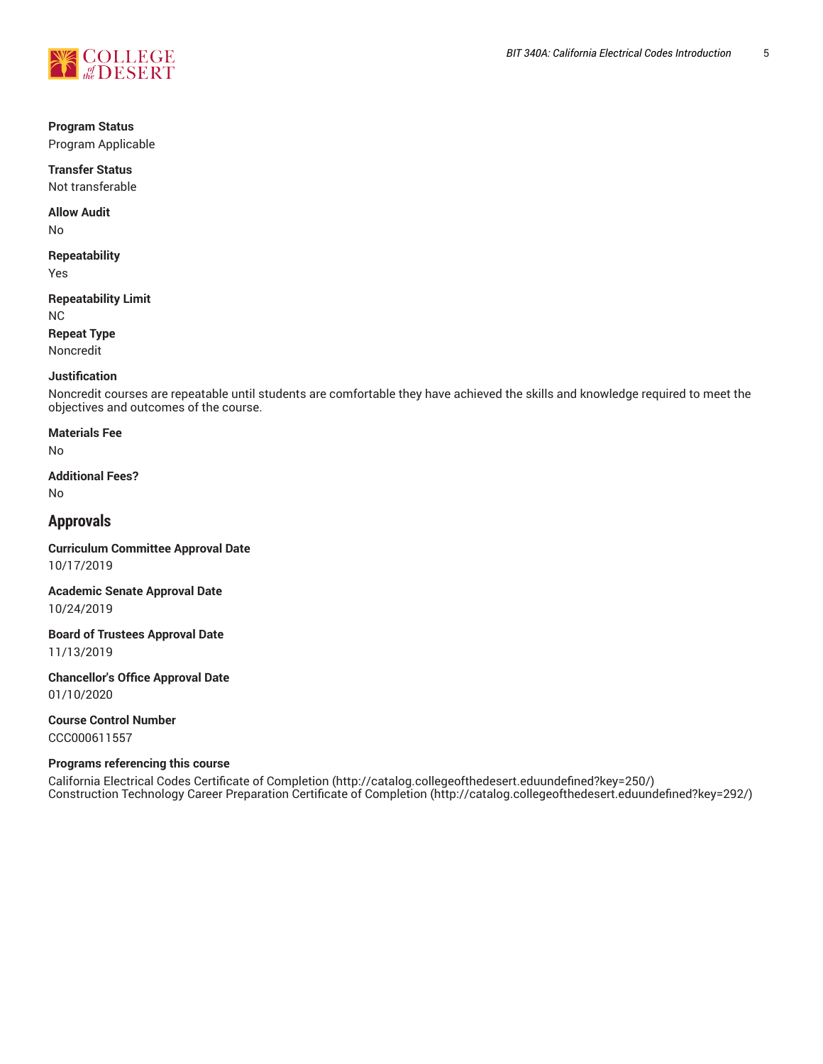**Program Status**
Program Applicable

**Transfer Status**
Not transferable

**Allow Audit**
No

**Repeatability**
Yes

**Repeatability Limit**
NC

**Repeat Type**
Noncredit

**Justification**
Noncredit courses are repeatable until students are comfortable they have achieved the skills and knowledge required to meet the objectives and outcomes of the course.

**Materials Fee**
No

**Additional Fees?**
No

## Approvals

**Curriculum Committee Approval Date**
10/17/2019

**Academic Senate Approval Date**
10/24/2019

**Board of Trustees Approval Date**
11/13/2019

**Chancellor's Office Approval Date**
01/10/2020

**Course Control Number**
CCC000611557

**Programs referencing this course**
California Electrical Codes Certificate of Completion (http://catalog.collegeofthedesert.eduundefined?key=250/)
Construction Technology Career Preparation Certificate of Completion (http://catalog.collegeofthedesert.eduundefined?key=292/)